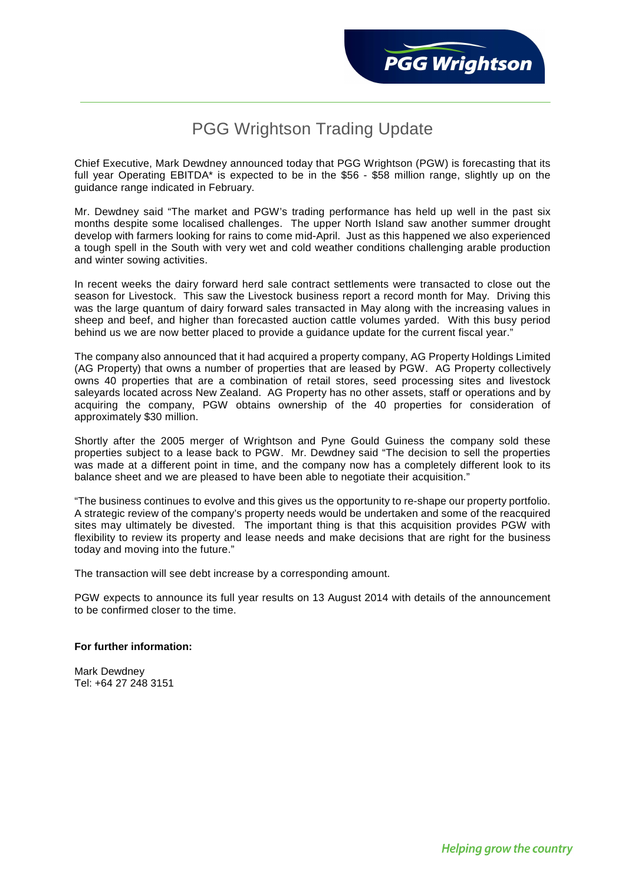# PGG Wrightson Trading Update

Chief Executive, Mark Dewdney announced today that PGG Wrightson (PGW) is forecasting that its full year Operating EBITDA* is expected to be in the $56 - $58 million range, slightly up on the guidance range indicated in February.

Mr. Dewdney said "The market and PGW's trading performance has held up well in the past six months despite some localised challenges. The upper North Island saw another summer drought develop with farmers looking for rains to come mid-April. Just as this happened we also experienced a tough spell in the South with very wet and cold weather conditions challenging arable production and winter sowing activities.

In recent weeks the dairy forward herd sale contract settlements were transacted to close out the season for Livestock. This saw the Livestock business report a record month for May. Driving this was the large quantum of dairy forward sales transacted in May along with the increasing values in sheep and beef, and higher than forecasted auction cattle volumes yarded. With this busy period behind us we are now better placed to provide a guidance update for the current fiscal year."

The company also announced that it had acquired a property company, AG Property Holdings Limited (AG Property) that owns a number of properties that are leased by PGW. AG Property collectively owns 40 properties that are a combination of retail stores, seed processing sites and livestock saleyards located across New Zealand. AG Property has no other assets, staff or operations and by acquiring the company, PGW obtains ownership of the 40 properties for consideration of approximately $30 million.

Shortly after the 2005 merger of Wrightson and Pyne Gould Guiness the company sold these properties subject to a lease back to PGW. Mr. Dewdney said "The decision to sell the properties was made at a different point in time, and the company now has a completely different look to its balance sheet and we are pleased to have been able to negotiate their acquisition."

"The business continues to evolve and this gives us the opportunity to re-shape our property portfolio. A strategic review of the company's property needs would be undertaken and some of the reacquired sites may ultimately be divested. The important thing is that this acquisition provides PGW with flexibility to review its property and lease needs and make decisions that are right for the business today and moving into the future."

The transaction will see debt increase by a corresponding amount.

PGW expects to announce its full year results on 13 August 2014 with details of the announcement to be confirmed closer to the time.

**For further information:**

Mark Dewdney
Tel: +64 27 248 3151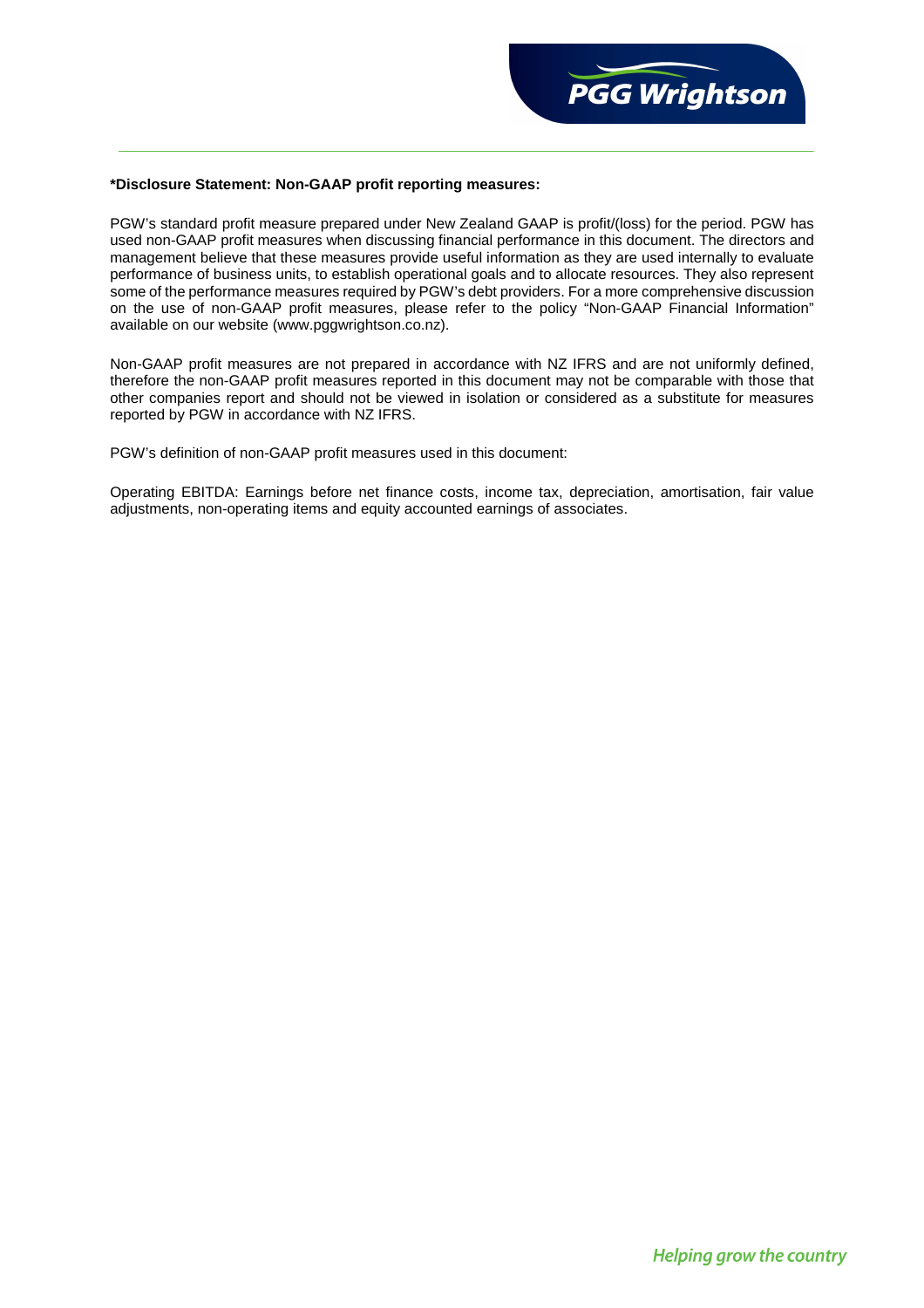**\*Disclosure Statement: Non-GAAP profit reporting measures:**

PGW's standard profit measure prepared under New Zealand GAAP is profit/(loss) for the period. PGW has used non-GAAP profit measures when discussing financial performance in this document. The directors and management believe that these measures provide useful information as they are used internally to evaluate performance of business units, to establish operational goals and to allocate resources. They also represent some of the performance measures required by PGW's debt providers. For a more comprehensive discussion on the use of non-GAAP profit measures, please refer to the policy "Non-GAAP Financial Information" available on our website (www.pggwrightson.co.nz).

Non-GAAP profit measures are not prepared in accordance with NZ IFRS and are not uniformly defined, therefore the non-GAAP profit measures reported in this document may not be comparable with those that other companies report and should not be viewed in isolation or considered as a substitute for measures reported by PGW in accordance with NZ IFRS.

PGW's definition of non-GAAP profit measures used in this document:

Operating EBITDA: Earnings before net finance costs, income tax, depreciation, amortisation, fair value adjustments, non-operating items and equity accounted earnings of associates.